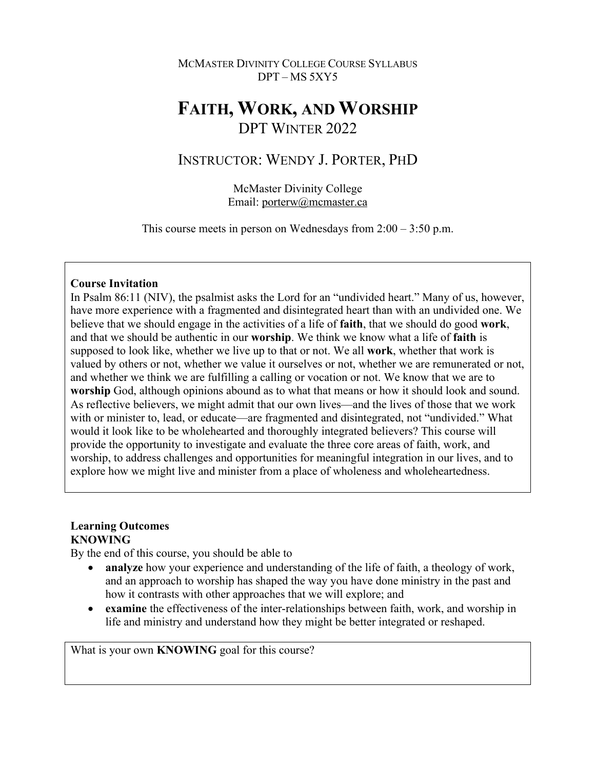McMaster Divinity College Course Syllabus
DPT – MS 5XY5

# Faith, Work, and Worship

## DPT Winter 2022

## Instructor: Wendy J. Porter, PhD

McMaster Divinity College
Email: porterw@mcmaster.ca

This course meets in person on Wednesdays from 2:00 – 3:50 p.m.

**Course Invitation**

In Psalm 86:11 (NIV), the psalmist asks the Lord for an "undivided heart." Many of us, however, have more experience with a fragmented and disintegrated heart than with an undivided one. We believe that we should engage in the activities of a life of **faith**, that we should do good **work**, and that we should be authentic in our **worship**. We think we know what a life of **faith** is supposed to look like, whether we live up to that or not. We all **work**, whether that work is valued by others or not, whether we value it ourselves or not, whether we are remunerated or not, and whether we think we are fulfilling a calling or vocation or not. We know that we are to **worship** God, although opinions abound as to what that means or how it should look and sound. As reflective believers, we might admit that our own lives—and the lives of those that we work with or minister to, lead, or educate—are fragmented and disintegrated, not "undivided." What would it look like to be wholehearted and thoroughly integrated believers? This course will provide the opportunity to investigate and evaluate the three core areas of faith, work, and worship, to address challenges and opportunities for meaningful integration in our lives, and to explore how we might live and minister from a place of wholeness and wholeheartedness.

### Learning Outcomes

**KNOWING**

By the end of this course, you should be able to

- **analyze** how your experience and understanding of the life of faith, a theology of work, and an approach to worship has shaped the way you have done ministry in the past and how it contrasts with other approaches that we will explore; and
- **examine** the effectiveness of the inter-relationships between faith, work, and worship in life and ministry and understand how they might be better integrated or reshaped.

What is your own **KNOWING** goal for this course?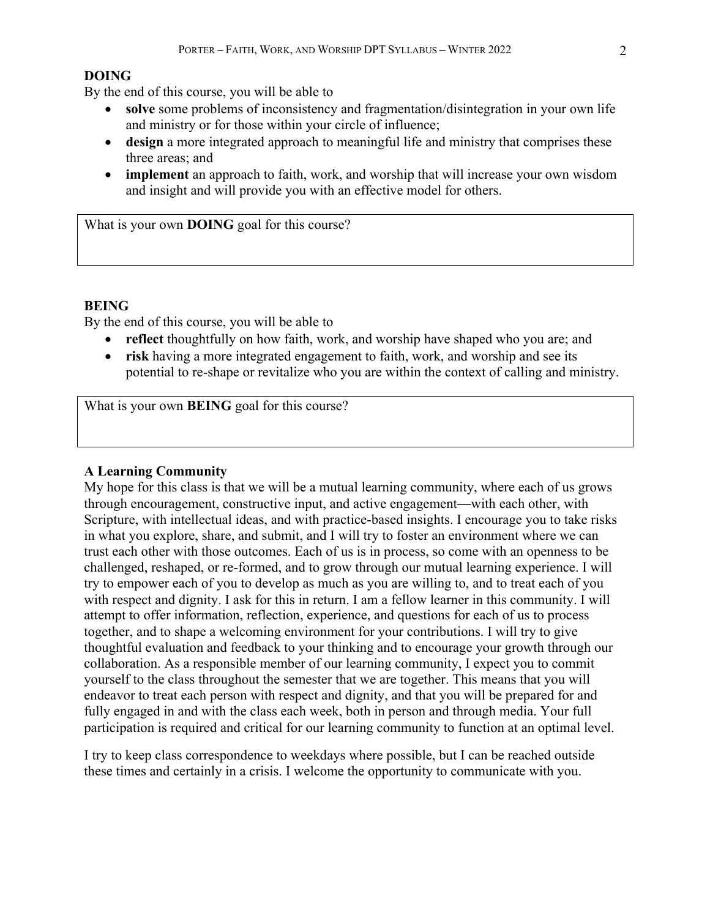**DOING**

By the end of this course, you will be able to

- **solve** some problems of inconsistency and fragmentation/disintegration in your own life and ministry or for those within your circle of influence;
- **design** a more integrated approach to meaningful life and ministry that comprises these three areas; and
- **implement** an approach to faith, work, and worship that will increase your own wisdom and insight and will provide you with an effective model for others.

| What is your own **DOING** goal for this course? |
|---|
| |

**BEING**

By the end of this course, you will be able to

- **reflect** thoughtfully on how faith, work, and worship have shaped who you are; and
- **risk** having a more integrated engagement to faith, work, and worship and see its potential to re-shape or revitalize who you are within the context of calling and ministry.

| What is your own **BEING** goal for this course? |
|---|
| |

**A Learning Community**

My hope for this class is that we will be a mutual learning community, where each of us grows through encouragement, constructive input, and active engagement—with each other, with Scripture, with intellectual ideas, and with practice-based insights. I encourage you to take risks in what you explore, share, and submit, and I will try to foster an environment where we can trust each other with those outcomes. Each of us is in process, so come with an openness to be challenged, reshaped, or re-formed, and to grow through our mutual learning experience. I will try to empower each of you to develop as much as you are willing to, and to treat each of you with respect and dignity. I ask for this in return. I am a fellow learner in this community. I will attempt to offer information, reflection, experience, and questions for each of us to process together, and to shape a welcoming environment for your contributions. I will try to give thoughtful evaluation and feedback to your thinking and to encourage your growth through our collaboration. As a responsible member of our learning community, I expect you to commit yourself to the class throughout the semester that we are together. This means that you will endeavor to treat each person with respect and dignity, and that you will be prepared for and fully engaged in and with the class each week, both in person and through media. Your full participation is required and critical for our learning community to function at an optimal level.

I try to keep class correspondence to weekdays where possible, but I can be reached outside these times and certainly in a crisis. I welcome the opportunity to communicate with you.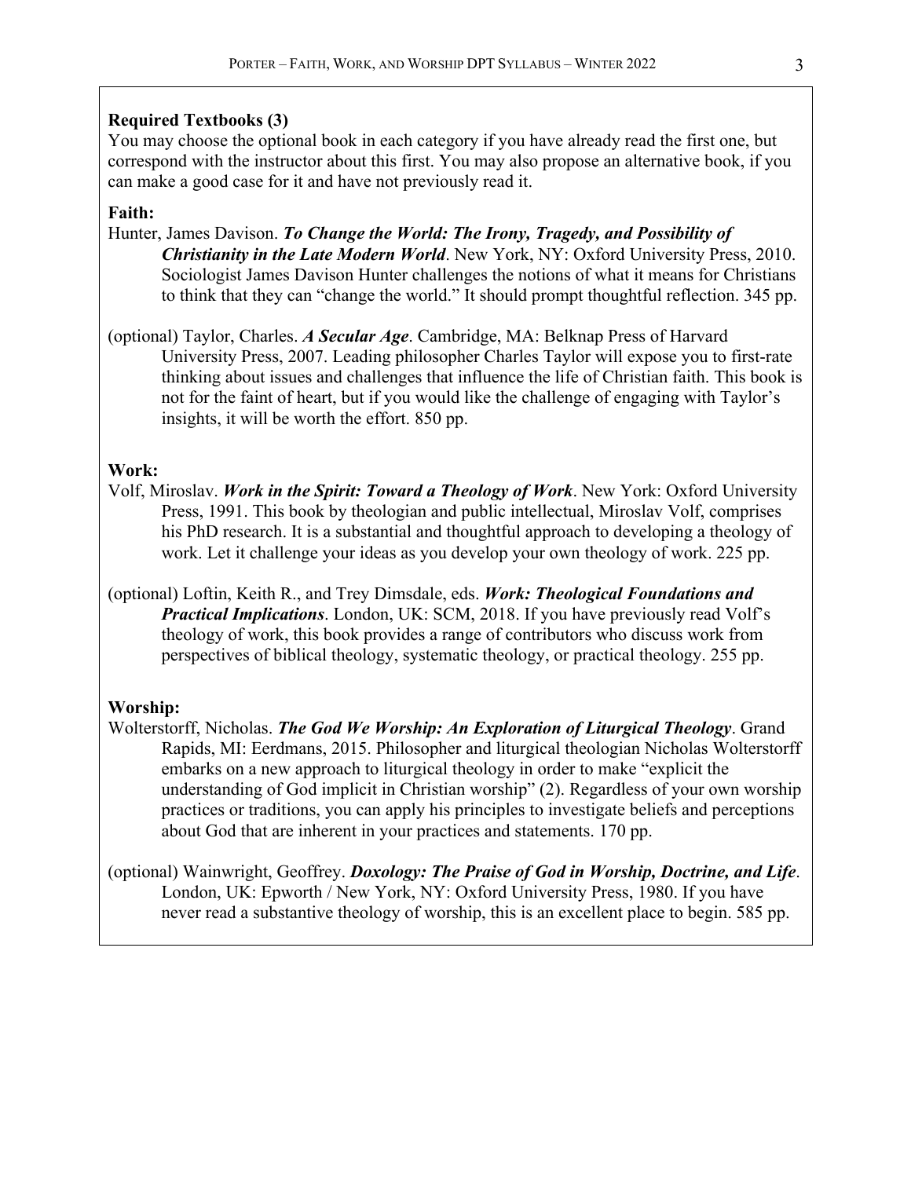**Required Textbooks (3)**

You may choose the optional book in each category if you have already read the first one, but correspond with the instructor about this first. You may also propose an alternative book, if you can make a good case for it and have not previously read it.

**Faith:**

Hunter, James Davison. ***To Change the World: The Irony, Tragedy, and Possibility of Christianity in the Late Modern World***. New York, NY: Oxford University Press, 2010. Sociologist James Davison Hunter challenges the notions of what it means for Christians to think that they can "change the world." It should prompt thoughtful reflection. 345 pp.

(optional) Taylor, Charles. ***A Secular Age***. Cambridge, MA: Belknap Press of Harvard University Press, 2007. Leading philosopher Charles Taylor will expose you to first-rate thinking about issues and challenges that influence the life of Christian faith. This book is not for the faint of heart, but if you would like the challenge of engaging with Taylor's insights, it will be worth the effort. 850 pp.

**Work:**

Volf, Miroslav. ***Work in the Spirit: Toward a Theology of Work***. New York: Oxford University Press, 1991. This book by theologian and public intellectual, Miroslav Volf, comprises his PhD research. It is a substantial and thoughtful approach to developing a theology of work. Let it challenge your ideas as you develop your own theology of work. 225 pp.

(optional) Loftin, Keith R., and Trey Dimsdale, eds. ***Work: Theological Foundations and Practical Implications***. London, UK: SCM, 2018. If you have previously read Volf's theology of work, this book provides a range of contributors who discuss work from perspectives of biblical theology, systematic theology, or practical theology. 255 pp.

**Worship:**

Wolterstorff, Nicholas. ***The God We Worship: An Exploration of Liturgical Theology***. Grand Rapids, MI: Eerdmans, 2015. Philosopher and liturgical theologian Nicholas Wolterstorff embarks on a new approach to liturgical theology in order to make "explicit the understanding of God implicit in Christian worship" (2). Regardless of your own worship practices or traditions, you can apply his principles to investigate beliefs and perceptions about God that are inherent in your practices and statements. 170 pp.

(optional) Wainwright, Geoffrey. ***Doxology: The Praise of God in Worship, Doctrine, and Life***. London, UK: Epworth / New York, NY: Oxford University Press, 1980. If you have never read a substantive theology of worship, this is an excellent place to begin. 585 pp.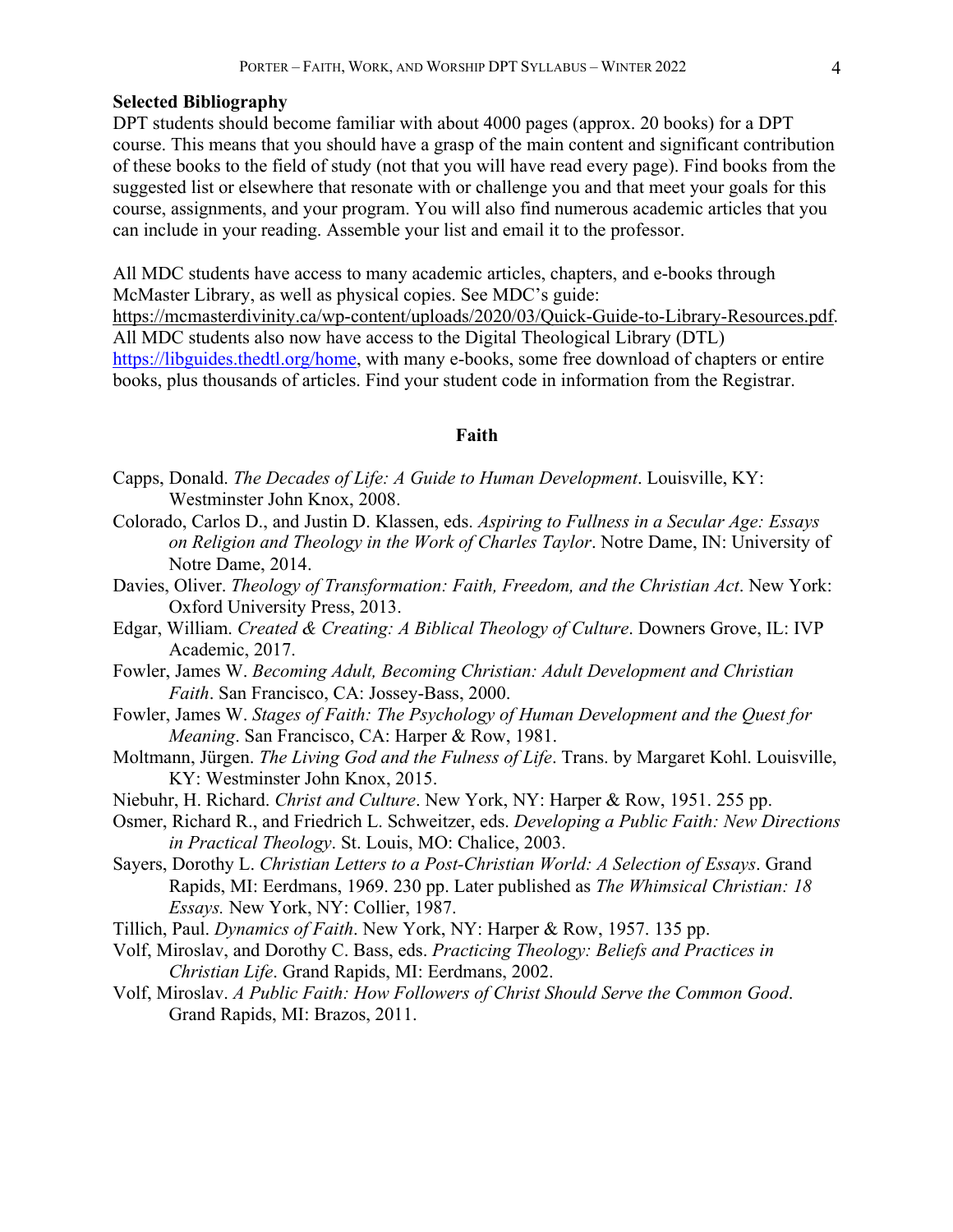**Selected Bibliography**

DPT students should become familiar with about 4000 pages (approx. 20 books) for a DPT course. This means that you should have a grasp of the main content and significant contribution of these books to the field of study (not that you will have read every page). Find books from the suggested list or elsewhere that resonate with or challenge you and that meet your goals for this course, assignments, and your program. You will also find numerous academic articles that you can include in your reading. Assemble your list and email it to the professor.

All MDC students have access to many academic articles, chapters, and e-books through McMaster Library, as well as physical copies. See MDC's guide: https://mcmasterdivinity.ca/wp-content/uploads/2020/03/Quick-Guide-to-Library-Resources.pdf. All MDC students also now have access to the Digital Theological Library (DTL) https://libguides.thedtl.org/home, with many e-books, some free download of chapters or entire books, plus thousands of articles. Find your student code in information from the Registrar.

### Faith

Capps, Donald. *The Decades of Life: A Guide to Human Development*. Louisville, KY: Westminster John Knox, 2008.

Colorado, Carlos D., and Justin D. Klassen, eds. *Aspiring to Fullness in a Secular Age: Essays on Religion and Theology in the Work of Charles Taylor*. Notre Dame, IN: University of Notre Dame, 2014.

Davies, Oliver. *Theology of Transformation: Faith, Freedom, and the Christian Act*. New York: Oxford University Press, 2013.

Edgar, William. *Created & Creating: A Biblical Theology of Culture*. Downers Grove, IL: IVP Academic, 2017.

Fowler, James W. *Becoming Adult, Becoming Christian: Adult Development and Christian Faith*. San Francisco, CA: Jossey-Bass, 2000.

Fowler, James W. *Stages of Faith: The Psychology of Human Development and the Quest for Meaning*. San Francisco, CA: Harper & Row, 1981.

Moltmann, Jürgen. *The Living God and the Fulness of Life*. Trans. by Margaret Kohl. Louisville, KY: Westminster John Knox, 2015.

Niebuhr, H. Richard. *Christ and Culture*. New York, NY: Harper & Row, 1951. 255 pp.

Osmer, Richard R., and Friedrich L. Schweitzer, eds. *Developing a Public Faith: New Directions in Practical Theology*. St. Louis, MO: Chalice, 2003.

Sayers, Dorothy L. *Christian Letters to a Post-Christian World: A Selection of Essays*. Grand Rapids, MI: Eerdmans, 1969. 230 pp. Later published as *The Whimsical Christian: 18 Essays.* New York, NY: Collier, 1987.

Tillich, Paul. *Dynamics of Faith*. New York, NY: Harper & Row, 1957. 135 pp.

Volf, Miroslav, and Dorothy C. Bass, eds. *Practicing Theology: Beliefs and Practices in Christian Life*. Grand Rapids, MI: Eerdmans, 2002.

Volf, Miroslav. *A Public Faith: How Followers of Christ Should Serve the Common Good*. Grand Rapids, MI: Brazos, 2011.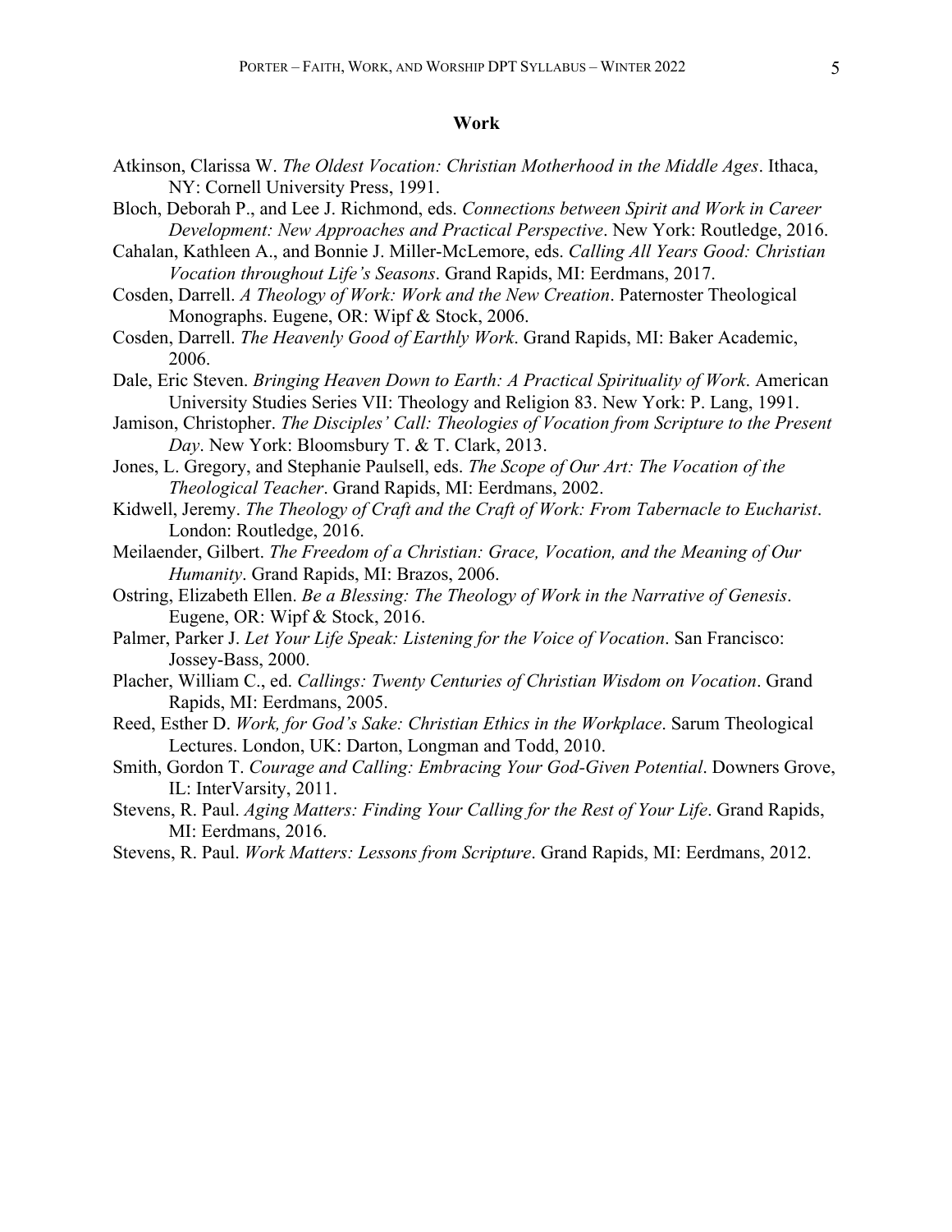## Work

Atkinson, Clarissa W. *The Oldest Vocation: Christian Motherhood in the Middle Ages*. Ithaca, NY: Cornell University Press, 1991.

Bloch, Deborah P., and Lee J. Richmond, eds. *Connections between Spirit and Work in Career Development: New Approaches and Practical Perspective*. New York: Routledge, 2016.

Cahalan, Kathleen A., and Bonnie J. Miller-McLemore, eds. *Calling All Years Good: Christian Vocation throughout Life's Seasons*. Grand Rapids, MI: Eerdmans, 2017.

Cosden, Darrell. *A Theology of Work: Work and the New Creation*. Paternoster Theological Monographs. Eugene, OR: Wipf & Stock, 2006.

Cosden, Darrell. *The Heavenly Good of Earthly Work*. Grand Rapids, MI: Baker Academic, 2006.

Dale, Eric Steven. *Bringing Heaven Down to Earth: A Practical Spirituality of Work*. American University Studies Series VII: Theology and Religion 83. New York: P. Lang, 1991.

Jamison, Christopher. *The Disciples' Call: Theologies of Vocation from Scripture to the Present Day*. New York: Bloomsbury T. & T. Clark, 2013.

Jones, L. Gregory, and Stephanie Paulsell, eds. *The Scope of Our Art: The Vocation of the Theological Teacher*. Grand Rapids, MI: Eerdmans, 2002.

Kidwell, Jeremy. *The Theology of Craft and the Craft of Work: From Tabernacle to Eucharist*. London: Routledge, 2016.

Meilaender, Gilbert. *The Freedom of a Christian: Grace, Vocation, and the Meaning of Our Humanity*. Grand Rapids, MI: Brazos, 2006.

Ostring, Elizabeth Ellen. *Be a Blessing: The Theology of Work in the Narrative of Genesis*. Eugene, OR: Wipf & Stock, 2016.

Palmer, Parker J. *Let Your Life Speak: Listening for the Voice of Vocation*. San Francisco: Jossey-Bass, 2000.

Placher, William C., ed. *Callings: Twenty Centuries of Christian Wisdom on Vocation*. Grand Rapids, MI: Eerdmans, 2005.

Reed, Esther D. *Work, for God's Sake: Christian Ethics in the Workplace*. Sarum Theological Lectures. London, UK: Darton, Longman and Todd, 2010.

Smith, Gordon T. *Courage and Calling: Embracing Your God-Given Potential*. Downers Grove, IL: InterVarsity, 2011.

Stevens, R. Paul. *Aging Matters: Finding Your Calling for the Rest of Your Life*. Grand Rapids, MI: Eerdmans, 2016.

Stevens, R. Paul. *Work Matters: Lessons from Scripture*. Grand Rapids, MI: Eerdmans, 2012.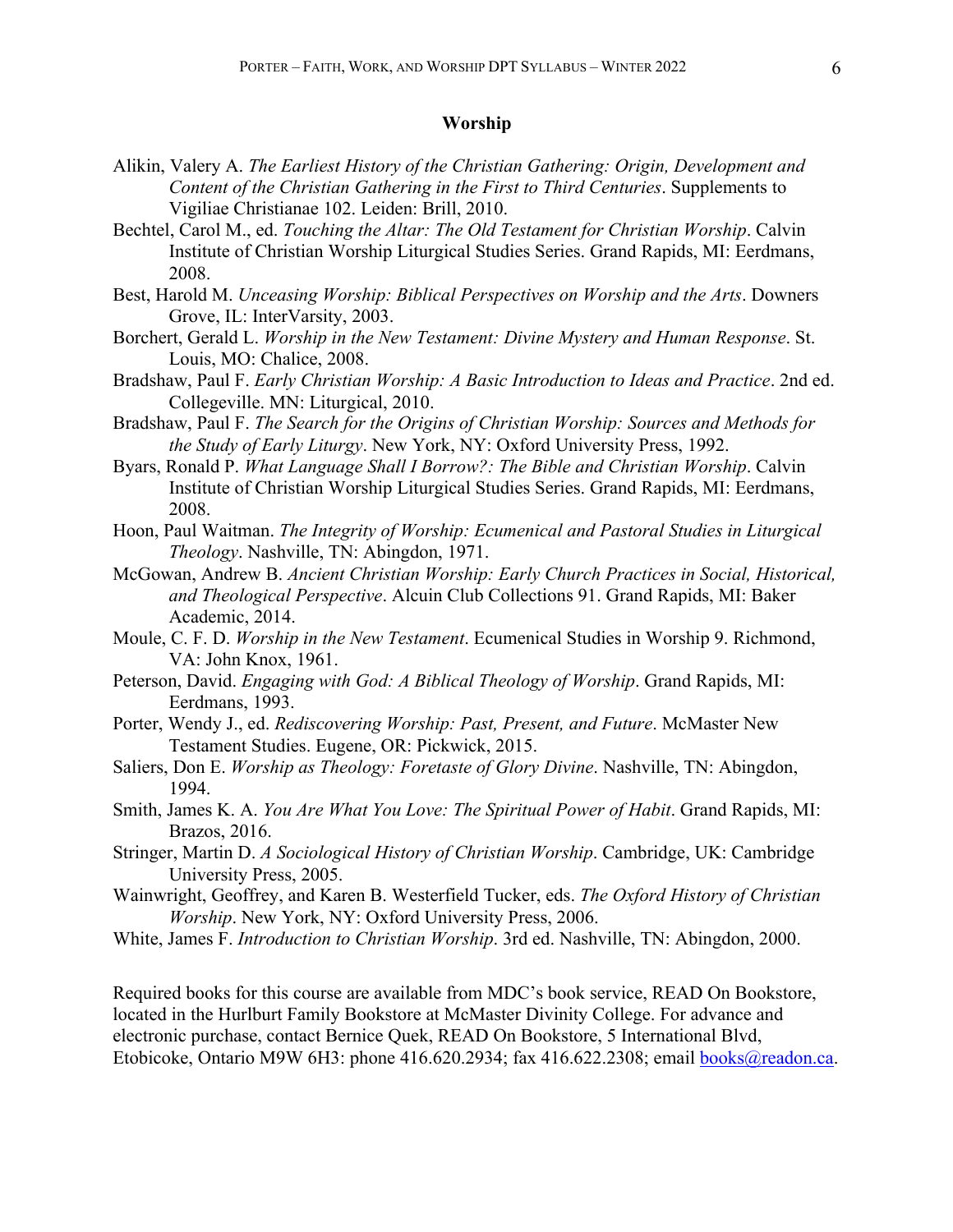### Worship

Alikin, Valery A. *The Earliest History of the Christian Gathering: Origin, Development and Content of the Christian Gathering in the First to Third Centuries*. Supplements to Vigiliae Christianae 102. Leiden: Brill, 2010.

Bechtel, Carol M., ed. *Touching the Altar: The Old Testament for Christian Worship*. Calvin Institute of Christian Worship Liturgical Studies Series. Grand Rapids, MI: Eerdmans, 2008.

Best, Harold M. *Unceasing Worship: Biblical Perspectives on Worship and the Arts*. Downers Grove, IL: InterVarsity, 2003.

Borchert, Gerald L. *Worship in the New Testament: Divine Mystery and Human Response*. St. Louis, MO: Chalice, 2008.

Bradshaw, Paul F. *Early Christian Worship: A Basic Introduction to Ideas and Practice*. 2nd ed. Collegeville. MN: Liturgical, 2010.

Bradshaw, Paul F. *The Search for the Origins of Christian Worship: Sources and Methods for the Study of Early Liturgy*. New York, NY: Oxford University Press, 1992.

Byars, Ronald P. *What Language Shall I Borrow?: The Bible and Christian Worship*. Calvin Institute of Christian Worship Liturgical Studies Series. Grand Rapids, MI: Eerdmans, 2008.

Hoon, Paul Waitman. *The Integrity of Worship: Ecumenical and Pastoral Studies in Liturgical Theology*. Nashville, TN: Abingdon, 1971.

McGowan, Andrew B. *Ancient Christian Worship: Early Church Practices in Social, Historical, and Theological Perspective*. Alcuin Club Collections 91. Grand Rapids, MI: Baker Academic, 2014.

Moule, C. F. D. *Worship in the New Testament*. Ecumenical Studies in Worship 9. Richmond, VA: John Knox, 1961.

Peterson, David. *Engaging with God: A Biblical Theology of Worship*. Grand Rapids, MI: Eerdmans, 1993.

Porter, Wendy J., ed. *Rediscovering Worship: Past, Present, and Future*. McMaster New Testament Studies. Eugene, OR: Pickwick, 2015.

Saliers, Don E. *Worship as Theology: Foretaste of Glory Divine*. Nashville, TN: Abingdon, 1994.

Smith, James K. A. *You Are What You Love: The Spiritual Power of Habit*. Grand Rapids, MI: Brazos, 2016.

Stringer, Martin D. *A Sociological History of Christian Worship*. Cambridge, UK: Cambridge University Press, 2005.

Wainwright, Geoffrey, and Karen B. Westerfield Tucker, eds. *The Oxford History of Christian Worship*. New York, NY: Oxford University Press, 2006.

White, James F. *Introduction to Christian Worship*. 3rd ed. Nashville, TN: Abingdon, 2000.

Required books for this course are available from MDC's book service, READ On Bookstore, located in the Hurlburt Family Bookstore at McMaster Divinity College. For advance and electronic purchase, contact Bernice Quek, READ On Bookstore, 5 International Blvd, Etobicoke, Ontario M9W 6H3: phone 416.620.2934; fax 416.622.2308; email books@readon.ca.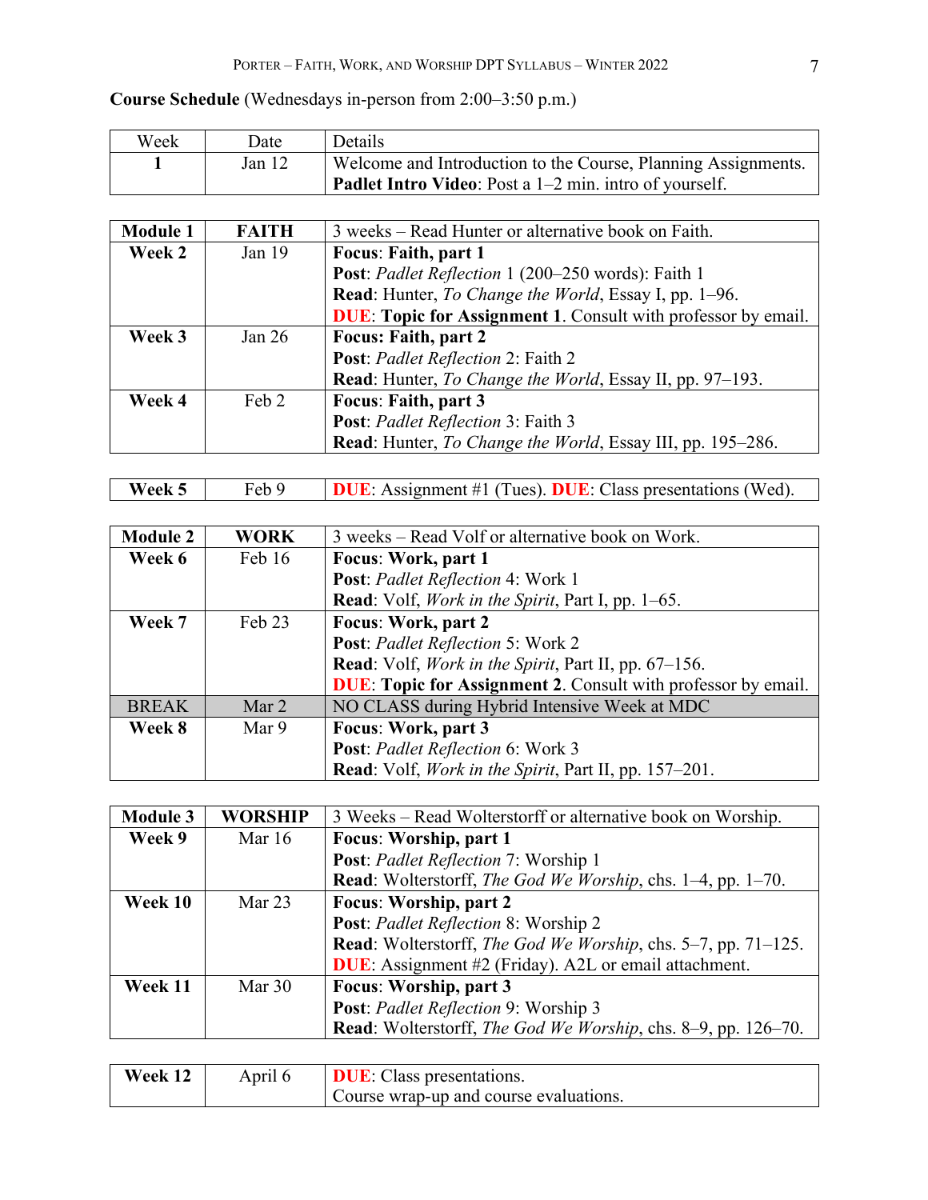**Course Schedule** (Wednesdays in-person from 2:00–3:50 p.m.)

| Week | Date | Details |
| --- | --- | --- |
| **1** | Jan 12 | Welcome and Introduction to the Course, Planning Assignments.<br>**Padlet Intro Video**: Post a 1–2 min. intro of yourself. |

| **Module 1** | **FAITH** | 3 weeks – Read Hunter or alternative book on Faith. |
| --- | --- | --- |
| **Week 2** | Jan 19 | **Focus: Faith, part 1**<br>**Post**: *Padlet Reflection* 1 (200–250 words): Faith 1<br>**Read**: Hunter, *To Change the World*, Essay I, pp. 1–96.<br>**DUE**: **Topic for Assignment 1**. Consult with professor by email. |
| **Week 3** | Jan 26 | **Focus: Faith, part 2**<br>**Post**: *Padlet Reflection* 2: Faith 2<br>**Read**: Hunter, *To Change the World*, Essay II, pp. 97–193. |
| **Week 4** | Feb 2 | **Focus**: **Faith, part 3**<br>**Post**: *Padlet Reflection* 3: Faith 3<br>**Read**: Hunter, *To Change the World*, Essay III, pp. 195–286. |

| **Week 5** | Feb 9 | **DUE**: Assignment #1 (Tues). **DUE**: Class presentations (Wed). |
| --- | --- | --- |

| **Module 2** | **WORK** | 3 weeks – Read Volf or alternative book on Work. |
| --- | --- | --- |
| **Week 6** | Feb 16 | **Focus**: **Work, part 1**<br>**Post**: *Padlet Reflection* 4: Work 1<br>**Read**: Volf, *Work in the Spirit*, Part I, pp. 1–65. |
| **Week 7** | Feb 23 | **Focus**: **Work, part 2**<br>**Post**: *Padlet Reflection* 5: Work 2<br>**Read**: Volf, *Work in the Spirit*, Part II, pp. 67–156.<br>**DUE**: **Topic for Assignment 2**. Consult with professor by email. |
| BREAK | Mar 2 | NO CLASS during Hybrid Intensive Week at MDC |
| **Week 8** | Mar 9 | **Focus**: **Work, part 3**<br>**Post**: *Padlet Reflection* 6: Work 3<br>**Read**: Volf, *Work in the Spirit*, Part II, pp. 157–201. |

| **Module 3** | **WORSHIP** | 3 Weeks – Read Wolterstorff or alternative book on Worship. |
| --- | --- | --- |
| **Week 9** | Mar 16 | **Focus**: **Worship, part 1**<br>**Post**: *Padlet Reflection* 7: Worship 1<br>**Read**: Wolterstorff, *The God We Worship*, chs. 1–4, pp. 1–70. |
| **Week 10** | Mar 23 | **Focus**: **Worship, part 2**<br>**Post**: *Padlet Reflection* 8: Worship 2<br>**Read**: Wolterstorff, *The God We Worship*, chs. 5–7, pp. 71–125.<br>**DUE**: Assignment #2 (Friday). A2L or email attachment. |
| **Week 11** | Mar 30 | **Focus**: **Worship, part 3**<br>**Post**: *Padlet Reflection* 9: Worship 3<br>**Read**: Wolterstorff, *The God We Worship*, chs. 8–9, pp. 126–70. |

| **Week 12** | April 6 | **DUE**: Class presentations.<br>Course wrap-up and course evaluations. |
| --- | --- | --- |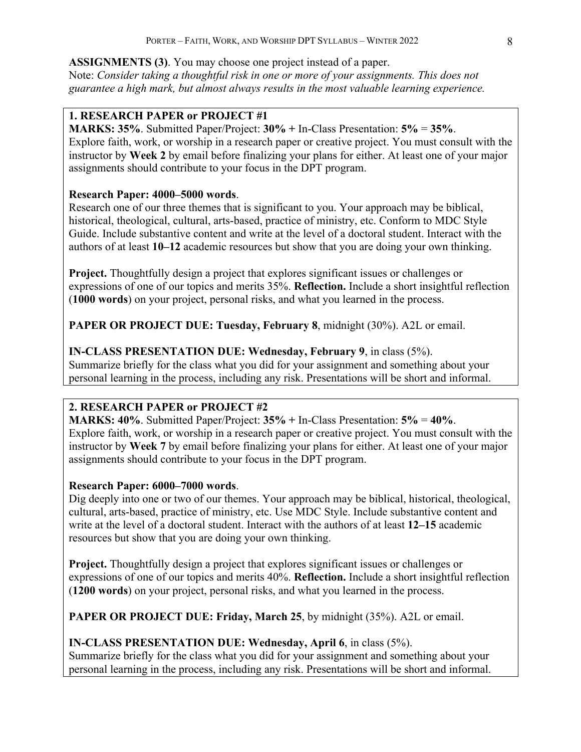**ASSIGNMENTS (3)**. You may choose one project instead of a paper.

Note: *Consider taking a thoughtful risk in one or more of your assignments. This does not guarantee a high mark, but almost always results in the most valuable learning experience.*

**1. RESEARCH PAPER or PROJECT #1**

**MARKS: 35%**. Submitted Paper/Project: **30% +** In-Class Presentation: **5%** = **35%**.

Explore faith, work, or worship in a research paper or creative project. You must consult with the instructor by **Week 2** by email before finalizing your plans for either. At least one of your major assignments should contribute to your focus in the DPT program.

**Research Paper: 4000–5000 words**.

Research one of our three themes that is significant to you. Your approach may be biblical, historical, theological, cultural, arts-based, practice of ministry, etc. Conform to MDC Style Guide. Include substantive content and write at the level of a doctoral student. Interact with the authors of at least **10–12** academic resources but show that you are doing your own thinking.

**Project.** Thoughtfully design a project that explores significant issues or challenges or expressions of one of our topics and merits 35%. **Reflection.** Include a short insightful reflection (**1000 words**) on your project, personal risks, and what you learned in the process.

**PAPER OR PROJECT DUE: Tuesday, February 8**, midnight (30%). A2L or email.

**IN-CLASS PRESENTATION DUE: Wednesday, February 9**, in class (5%).

Summarize briefly for the class what you did for your assignment and something about your personal learning in the process, including any risk. Presentations will be short and informal.

**2. RESEARCH PAPER or PROJECT #2**

**MARKS: 40%**. Submitted Paper/Project: **35% +** In-Class Presentation: **5%** = **40%**.

Explore faith, work, or worship in a research paper or creative project. You must consult with the instructor by **Week 7** by email before finalizing your plans for either. At least one of your major assignments should contribute to your focus in the DPT program.

**Research Paper: 6000–7000 words**.

Dig deeply into one or two of our themes. Your approach may be biblical, historical, theological, cultural, arts-based, practice of ministry, etc. Use MDC Style. Include substantive content and write at the level of a doctoral student. Interact with the authors of at least **12–15** academic resources but show that you are doing your own thinking.

**Project.** Thoughtfully design a project that explores significant issues or challenges or expressions of one of our topics and merits 40%. **Reflection.** Include a short insightful reflection (**1200 words**) on your project, personal risks, and what you learned in the process.

**PAPER OR PROJECT DUE: Friday, March 25**, by midnight (35%). A2L or email.

**IN-CLASS PRESENTATION DUE: Wednesday, April 6**, in class (5%).

Summarize briefly for the class what you did for your assignment and something about your personal learning in the process, including any risk. Presentations will be short and informal.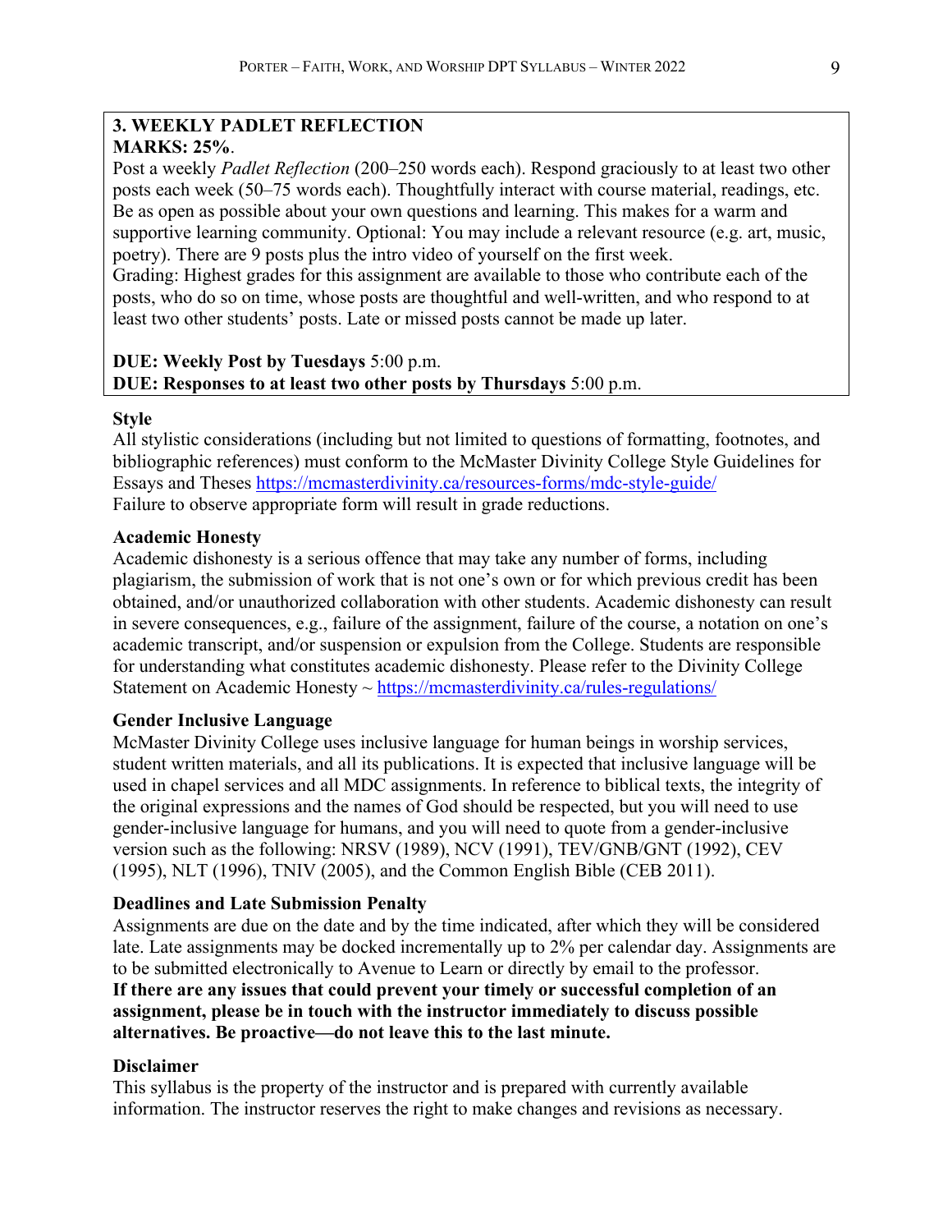**3. WEEKLY PADLET REFLECTION**
**MARKS: 25%**.

Post a weekly *Padlet Reflection* (200–250 words each). Respond graciously to at least two other posts each week (50–75 words each). Thoughtfully interact with course material, readings, etc. Be as open as possible about your own questions and learning. This makes for a warm and supportive learning community. Optional: You may include a relevant resource (e.g. art, music, poetry). There are 9 posts plus the intro video of yourself on the first week.

Grading: Highest grades for this assignment are available to those who contribute each of the posts, who do so on time, whose posts are thoughtful and well-written, and who respond to at least two other students' posts. Late or missed posts cannot be made up later.

**DUE: Weekly Post by Tuesdays** 5:00 p.m.
**DUE: Responses to at least two other posts by Thursdays** 5:00 p.m.

**Style**

All stylistic considerations (including but not limited to questions of formatting, footnotes, and bibliographic references) must conform to the McMaster Divinity College Style Guidelines for Essays and Theses https://mcmasterdivinity.ca/resources-forms/mdc-style-guide/
Failure to observe appropriate form will result in grade reductions.

**Academic Honesty**

Academic dishonesty is a serious offence that may take any number of forms, including plagiarism, the submission of work that is not one's own or for which previous credit has been obtained, and/or unauthorized collaboration with other students. Academic dishonesty can result in severe consequences, e.g., failure of the assignment, failure of the course, a notation on one's academic transcript, and/or suspension or expulsion from the College. Students are responsible for understanding what constitutes academic dishonesty. Please refer to the Divinity College Statement on Academic Honesty ~ https://mcmasterdivinity.ca/rules-regulations/

**Gender Inclusive Language**

McMaster Divinity College uses inclusive language for human beings in worship services, student written materials, and all its publications. It is expected that inclusive language will be used in chapel services and all MDC assignments. In reference to biblical texts, the integrity of the original expressions and the names of God should be respected, but you will need to use gender-inclusive language for humans, and you will need to quote from a gender-inclusive version such as the following: NRSV (1989), NCV (1991), TEV/GNB/GNT (1992), CEV (1995), NLT (1996), TNIV (2005), and the Common English Bible (CEB 2011).

**Deadlines and Late Submission Penalty**

Assignments are due on the date and by the time indicated, after which they will be considered late. Late assignments may be docked incrementally up to 2% per calendar day. Assignments are to be submitted electronically to Avenue to Learn or directly by email to the professor.
**If there are any issues that could prevent your timely or successful completion of an assignment, please be in touch with the instructor immediately to discuss possible alternatives. Be proactive—do not leave this to the last minute.**

**Disclaimer**

This syllabus is the property of the instructor and is prepared with currently available information. The instructor reserves the right to make changes and revisions as necessary.